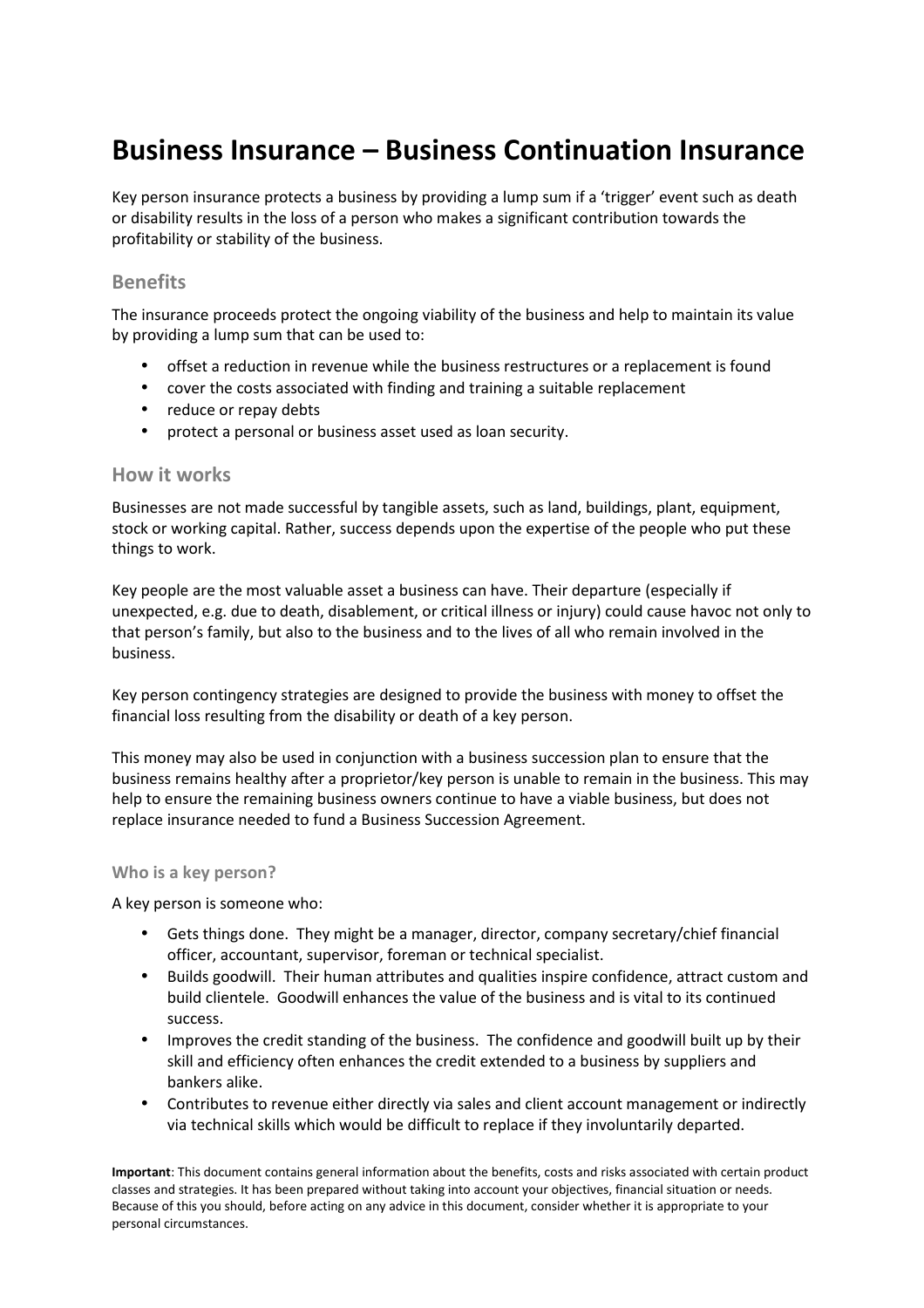# Business Insurance – Business Continuation Insurance

Key person insurance protects a business by providing a lump sum if a 'trigger' event such as death or disability results in the loss of a person who makes a significant contribution towards the profitability or stability of the business.

## Benefits

The insurance proceeds protect the ongoing viability of the business and help to maintain its value by providing a lump sum that can be used to:

- offset a reduction in revenue while the business restructures or a replacement is found
- cover the costs associated with finding and training a suitable replacement
- reduce or repay debts
- protect a personal or business asset used as loan security.

## How it works

Businesses are not made successful by tangible assets, such as land, buildings, plant, equipment, stock or working capital. Rather, success depends upon the expertise of the people who put these things to work.

Key people are the most valuable asset a business can have. Their departure (especially if unexpected, e.g. due to death, disablement, or critical illness or injury) could cause havoc not only to that person's family, but also to the business and to the lives of all who remain involved in the business.

Key person contingency strategies are designed to provide the business with money to offset the financial loss resulting from the disability or death of a key person.

This money may also be used in conjunction with a business succession plan to ensure that the business remains healthy after a proprietor/key person is unable to remain in the business. This may help to ensure the remaining business owners continue to have a viable business, but does not replace insurance needed to fund a Business Succession Agreement.

### Who is a key person?

A key person is someone who:

- Gets things done. They might be a manager, director, company secretary/chief financial officer, accountant, supervisor, foreman or technical specialist.
- Builds goodwill. Their human attributes and qualities inspire confidence, attract custom and build clientele. Goodwill enhances the value of the business and is vital to its continued success.
- Improves the credit standing of the business. The confidence and goodwill built up by their skill and efficiency often enhances the credit extended to a business by suppliers and bankers alike.
- Contributes to revenue either directly via sales and client account management or indirectly via technical skills which would be difficult to replace if they involuntarily departed.

**Important**: This document contains general information about the benefits, costs and risks associated with certain product classes and strategies. It has been prepared without taking into account your objectives, financial situation or needs. Because of this you should, before acting on any advice in this document, consider whether it is appropriate to your personal circumstances.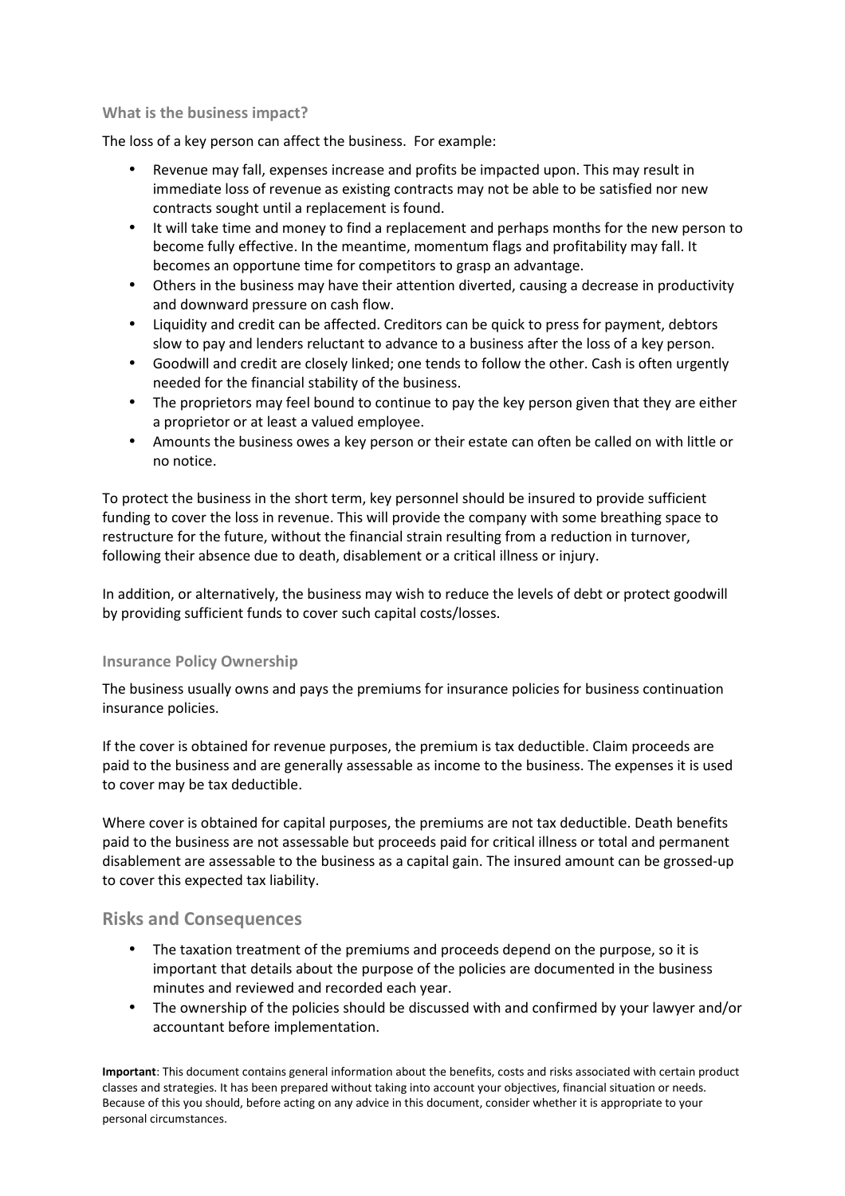### What is the business impact?

The loss of a key person can affect the business. For example:

- Revenue may fall, expenses increase and profits be impacted upon. This may result in immediate loss of revenue as existing contracts may not be able to be satisfied nor new contracts sought until a replacement is found.
- It will take time and money to find a replacement and perhaps months for the new person to become fully effective. In the meantime, momentum flags and profitability may fall. It becomes an opportune time for competitors to grasp an advantage.
- Others in the business may have their attention diverted, causing a decrease in productivity and downward pressure on cash flow.
- Liquidity and credit can be affected. Creditors can be quick to press for payment, debtors slow to pay and lenders reluctant to advance to a business after the loss of a key person.
- Goodwill and credit are closely linked; one tends to follow the other. Cash is often urgently needed for the financial stability of the business.
- The proprietors may feel bound to continue to pay the key person given that they are either a proprietor or at least a valued employee.
- Amounts the business owes a key person or their estate can often be called on with little or no notice.

To protect the business in the short term, key personnel should be insured to provide sufficient funding to cover the loss in revenue. This will provide the company with some breathing space to restructure for the future, without the financial strain resulting from a reduction in turnover, following their absence due to death, disablement or a critical illness or injury.

In addition, or alternatively, the business may wish to reduce the levels of debt or protect goodwill by providing sufficient funds to cover such capital costs/losses.

### Insurance Policy Ownership

The business usually owns and pays the premiums for insurance policies for business continuation insurance policies.

If the cover is obtained for revenue purposes, the premium is tax deductible. Claim proceeds are paid to the business and are generally assessable as income to the business. The expenses it is used to cover may be tax deductible.

Where cover is obtained for capital purposes, the premiums are not tax deductible. Death benefits paid to the business are not assessable but proceeds paid for critical illness or total and permanent disablement are assessable to the business as a capital gain. The insured amount can be grossed-up to cover this expected tax liability.

## Risks and Consequences

- The taxation treatment of the premiums and proceeds depend on the purpose, so it is important that details about the purpose of the policies are documented in the business minutes and reviewed and recorded each year.
- The ownership of the policies should be discussed with and confirmed by your lawyer and/or accountant before implementation.

**Important**: This document contains general information about the benefits, costs and risks associated with certain product classes and strategies. It has been prepared without taking into account your objectives, financial situation or needs. Because of this you should, before acting on any advice in this document, consider whether it is appropriate to your personal circumstances.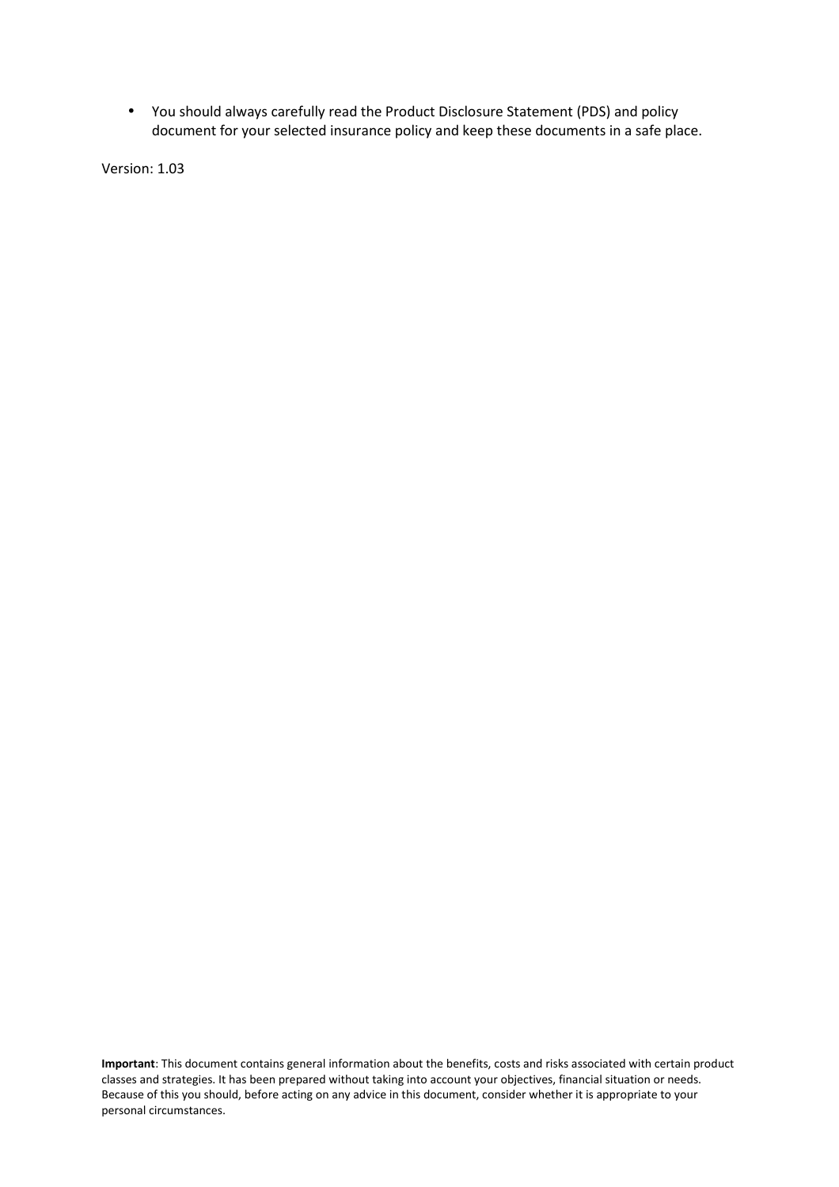- You should always carefully read the Product Disclosure Statement (PDS) and policy document for your selected insurance policy and keep these documents in a safe place.

Version: 1.03

**Important**: This document contains general information about the benefits, costs and risks associated with certain product classes and strategies. It has been prepared without taking into account your objectives, financial situation or needs. Because of this you should, before acting on any advice in this document, consider whether it is appropriate to your personal circumstances.